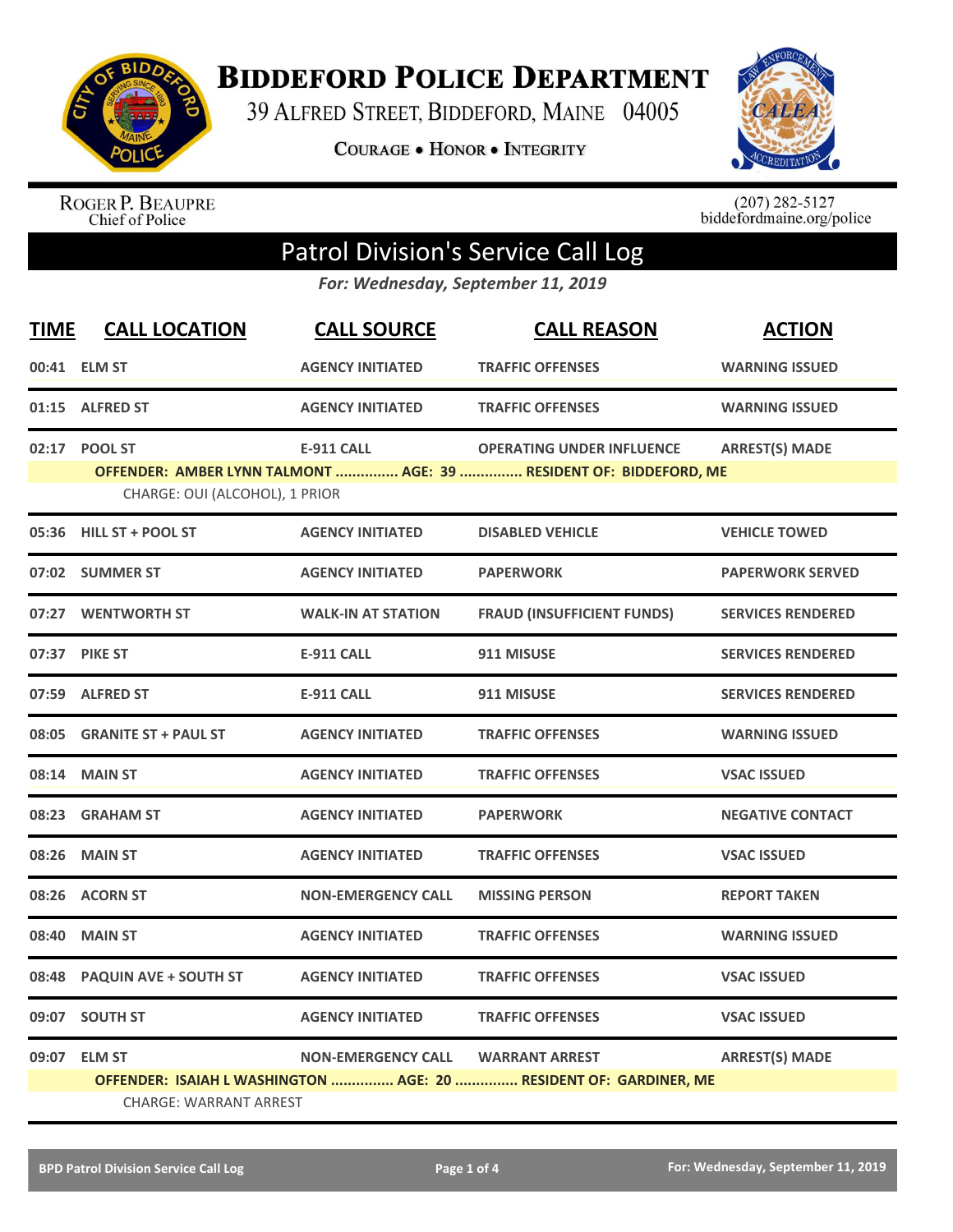# Biddeford Police Department

39 Alfred Street, Biddeford, Maine 04005

**Courage • Honor • Integrity**

Roger P. Beaupre
Chief of Police

(207) 282-5127
biddefordmaine.org/police

## Patrol Division's Service Call Log

*For: Wednesday, September 11, 2019*

| TIME | CALL LOCATION | CALL SOURCE | CALL REASON | ACTION |
|---|---|---|---|---|
| 00:41 | ELM ST | AGENCY INITIATED | TRAFFIC OFFENSES | WARNING ISSUED |
| 01:15 | ALFRED ST | AGENCY INITIATED | TRAFFIC OFFENSES | WARNING ISSUED |
| 02:17 | POOL ST | E-911 CALL | OPERATING UNDER INFLUENCE | ARREST(S) MADE |
| | OFFENDER: AMBER LYNN TALMONT ............... AGE: 39 ............... RESIDENT OF: BIDDEFORD, ME | | | |
| | CHARGE: OUI (ALCOHOL), 1 PRIOR | | | |
| 05:36 | HILL ST + POOL ST | AGENCY INITIATED | DISABLED VEHICLE | VEHICLE TOWED |
| 07:02 | SUMMER ST | AGENCY INITIATED | PAPERWORK | PAPERWORK SERVED |
| 07:27 | WENTWORTH ST | WALK-IN AT STATION | FRAUD (INSUFFICIENT FUNDS) | SERVICES RENDERED |
| 07:37 | PIKE ST | E-911 CALL | 911 MISUSE | SERVICES RENDERED |
| 07:59 | ALFRED ST | E-911 CALL | 911 MISUSE | SERVICES RENDERED |
| 08:05 | GRANITE ST + PAUL ST | AGENCY INITIATED | TRAFFIC OFFENSES | WARNING ISSUED |
| 08:14 | MAIN ST | AGENCY INITIATED | TRAFFIC OFFENSES | VSAC ISSUED |
| 08:23 | GRAHAM ST | AGENCY INITIATED | PAPERWORK | NEGATIVE CONTACT |
| 08:26 | MAIN ST | AGENCY INITIATED | TRAFFIC OFFENSES | VSAC ISSUED |
| 08:26 | ACORN ST | NON-EMERGENCY CALL | MISSING PERSON | REPORT TAKEN |
| 08:40 | MAIN ST | AGENCY INITIATED | TRAFFIC OFFENSES | WARNING ISSUED |
| 08:48 | PAQUIN AVE + SOUTH ST | AGENCY INITIATED | TRAFFIC OFFENSES | VSAC ISSUED |
| 09:07 | SOUTH ST | AGENCY INITIATED | TRAFFIC OFFENSES | VSAC ISSUED |
| 09:07 | ELM ST | NON-EMERGENCY CALL | WARRANT ARREST | ARREST(S) MADE |
| | OFFENDER: ISAIAH L WASHINGTON ............... AGE: 20 ............... RESIDENT OF: GARDINER, ME | | | |
| | CHARGE: WARRANT ARREST | | | |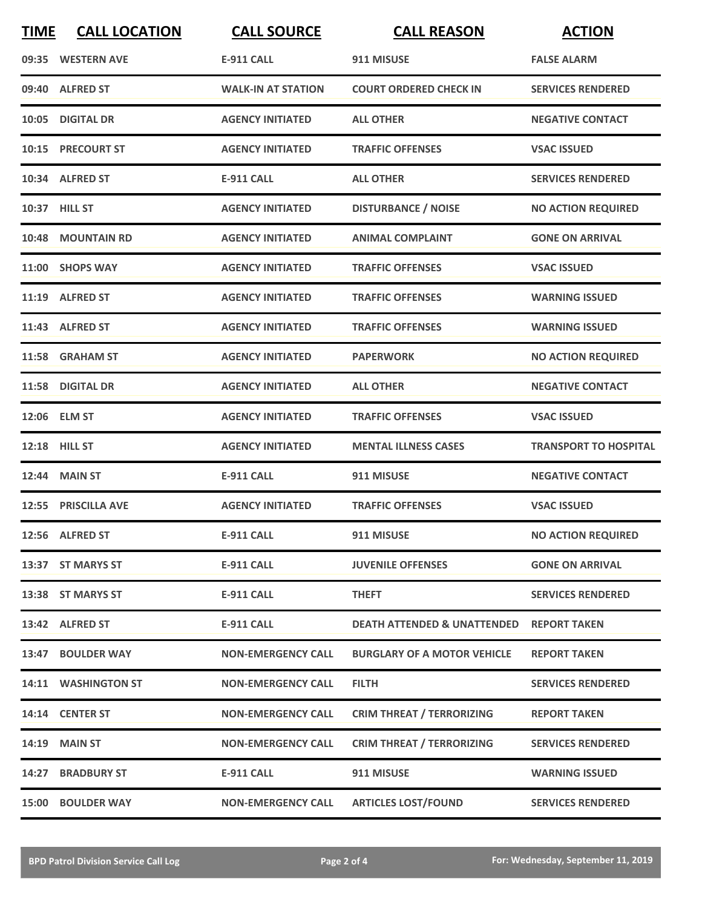| TIME | CALL LOCATION | CALL SOURCE | CALL REASON | ACTION |
|---|---|---|---|---|
| 09:35 | WESTERN AVE | E-911 CALL | 911 MISUSE | FALSE ALARM |
| 09:40 | ALFRED ST | WALK-IN AT STATION | COURT ORDERED CHECK IN | SERVICES RENDERED |
| 10:05 | DIGITAL DR | AGENCY INITIATED | ALL OTHER | NEGATIVE CONTACT |
| 10:15 | PRECOURT ST | AGENCY INITIATED | TRAFFIC OFFENSES | VSAC ISSUED |
| 10:34 | ALFRED ST | E-911 CALL | ALL OTHER | SERVICES RENDERED |
| 10:37 | HILL ST | AGENCY INITIATED | DISTURBANCE / NOISE | NO ACTION REQUIRED |
| 10:48 | MOUNTAIN RD | AGENCY INITIATED | ANIMAL COMPLAINT | GONE ON ARRIVAL |
| 11:00 | SHOPS WAY | AGENCY INITIATED | TRAFFIC OFFENSES | VSAC ISSUED |
| 11:19 | ALFRED ST | AGENCY INITIATED | TRAFFIC OFFENSES | WARNING ISSUED |
| 11:43 | ALFRED ST | AGENCY INITIATED | TRAFFIC OFFENSES | WARNING ISSUED |
| 11:58 | GRAHAM ST | AGENCY INITIATED | PAPERWORK | NO ACTION REQUIRED |
| 11:58 | DIGITAL DR | AGENCY INITIATED | ALL OTHER | NEGATIVE CONTACT |
| 12:06 | ELM ST | AGENCY INITIATED | TRAFFIC OFFENSES | VSAC ISSUED |
| 12:18 | HILL ST | AGENCY INITIATED | MENTAL ILLNESS CASES | TRANSPORT TO HOSPITAL |
| 12:44 | MAIN ST | E-911 CALL | 911 MISUSE | NEGATIVE CONTACT |
| 12:55 | PRISCILLA AVE | AGENCY INITIATED | TRAFFIC OFFENSES | VSAC ISSUED |
| 12:56 | ALFRED ST | E-911 CALL | 911 MISUSE | NO ACTION REQUIRED |
| 13:37 | ST MARYS ST | E-911 CALL | JUVENILE OFFENSES | GONE ON ARRIVAL |
| 13:38 | ST MARYS ST | E-911 CALL | THEFT | SERVICES RENDERED |
| 13:42 | ALFRED ST | E-911 CALL | DEATH ATTENDED & UNATTENDED | REPORT TAKEN |
| 13:47 | BOULDER WAY | NON-EMERGENCY CALL | BURGLARY OF A MOTOR VEHICLE | REPORT TAKEN |
| 14:11 | WASHINGTON ST | NON-EMERGENCY CALL | FILTH | SERVICES RENDERED |
| 14:14 | CENTER ST | NON-EMERGENCY CALL | CRIM THREAT / TERRORIZING | REPORT TAKEN |
| 14:19 | MAIN ST | NON-EMERGENCY CALL | CRIM THREAT / TERRORIZING | SERVICES RENDERED |
| 14:27 | BRADBURY ST | E-911 CALL | 911 MISUSE | WARNING ISSUED |
| 15:00 | BOULDER WAY | NON-EMERGENCY CALL | ARTICLES LOST/FOUND | SERVICES RENDERED |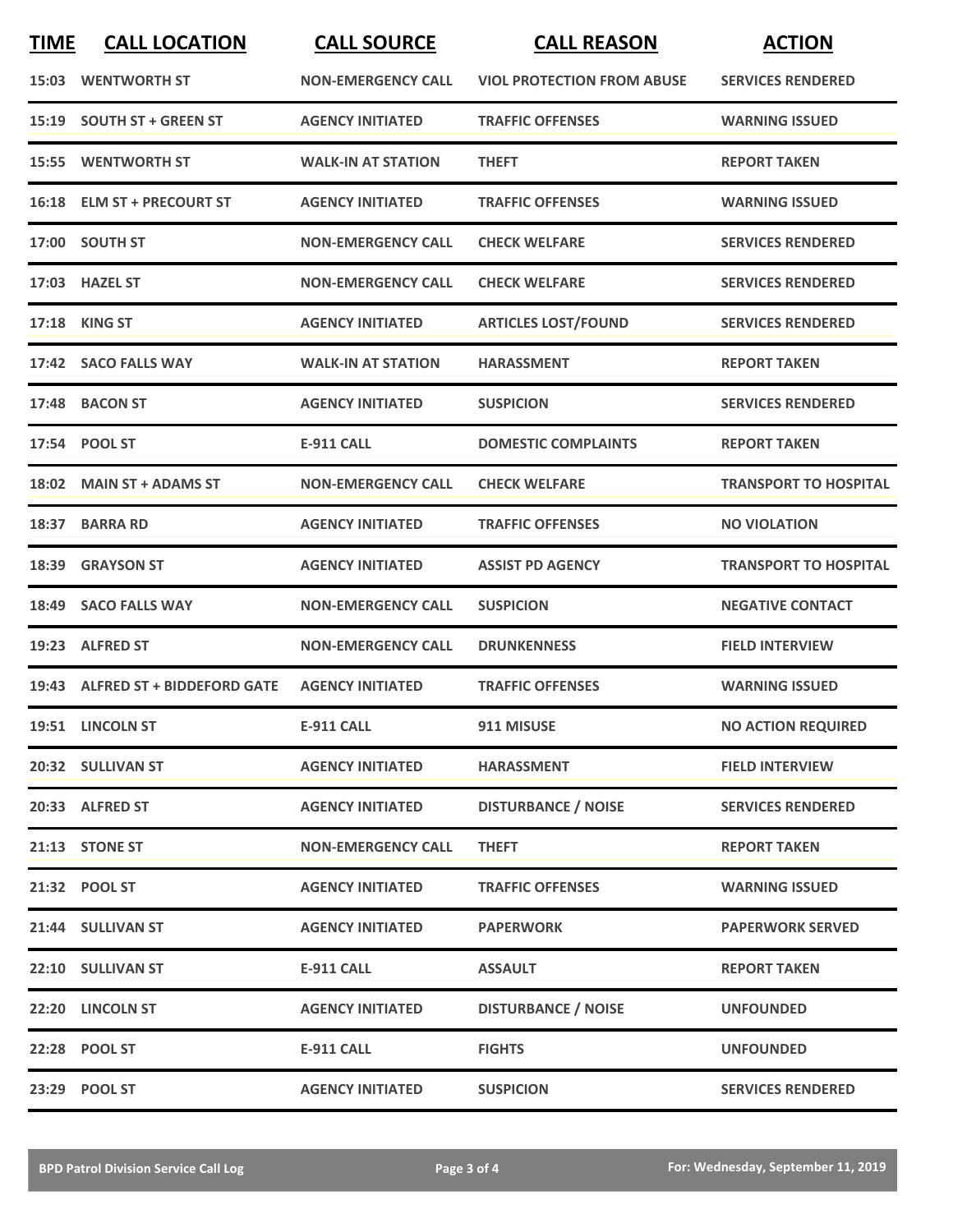| TIME | CALL LOCATION | CALL SOURCE | CALL REASON | ACTION |
|---|---|---|---|---|
| 15:03 | WENTWORTH ST | NON-EMERGENCY CALL | VIOL PROTECTION FROM ABUSE | SERVICES RENDERED |
| 15:19 | SOUTH ST + GREEN ST | AGENCY INITIATED | TRAFFIC OFFENSES | WARNING ISSUED |
| 15:55 | WENTWORTH ST | WALK-IN AT STATION | THEFT | REPORT TAKEN |
| 16:18 | ELM ST + PRECOURT ST | AGENCY INITIATED | TRAFFIC OFFENSES | WARNING ISSUED |
| 17:00 | SOUTH ST | NON-EMERGENCY CALL | CHECK WELFARE | SERVICES RENDERED |
| 17:03 | HAZEL ST | NON-EMERGENCY CALL | CHECK WELFARE | SERVICES RENDERED |
| 17:18 | KING ST | AGENCY INITIATED | ARTICLES LOST/FOUND | SERVICES RENDERED |
| 17:42 | SACO FALLS WAY | WALK-IN AT STATION | HARASSMENT | REPORT TAKEN |
| 17:48 | BACON ST | AGENCY INITIATED | SUSPICION | SERVICES RENDERED |
| 17:54 | POOL ST | E-911 CALL | DOMESTIC COMPLAINTS | REPORT TAKEN |
| 18:02 | MAIN ST + ADAMS ST | NON-EMERGENCY CALL | CHECK WELFARE | TRANSPORT TO HOSPITAL |
| 18:37 | BARRA RD | AGENCY INITIATED | TRAFFIC OFFENSES | NO VIOLATION |
| 18:39 | GRAYSON ST | AGENCY INITIATED | ASSIST PD AGENCY | TRANSPORT TO HOSPITAL |
| 18:49 | SACO FALLS WAY | NON-EMERGENCY CALL | SUSPICION | NEGATIVE CONTACT |
| 19:23 | ALFRED ST | NON-EMERGENCY CALL | DRUNKENNESS | FIELD INTERVIEW |
| 19:43 | ALFRED ST + BIDDEFORD GATE | AGENCY INITIATED | TRAFFIC OFFENSES | WARNING ISSUED |
| 19:51 | LINCOLN ST | E-911 CALL | 911 MISUSE | NO ACTION REQUIRED |
| 20:32 | SULLIVAN ST | AGENCY INITIATED | HARASSMENT | FIELD INTERVIEW |
| 20:33 | ALFRED ST | AGENCY INITIATED | DISTURBANCE / NOISE | SERVICES RENDERED |
| 21:13 | STONE ST | NON-EMERGENCY CALL | THEFT | REPORT TAKEN |
| 21:32 | POOL ST | AGENCY INITIATED | TRAFFIC OFFENSES | WARNING ISSUED |
| 21:44 | SULLIVAN ST | AGENCY INITIATED | PAPERWORK | PAPERWORK SERVED |
| 22:10 | SULLIVAN ST | E-911 CALL | ASSAULT | REPORT TAKEN |
| 22:20 | LINCOLN ST | AGENCY INITIATED | DISTURBANCE / NOISE | UNFOUNDED |
| 22:28 | POOL ST | E-911 CALL | FIGHTS | UNFOUNDED |
| 23:29 | POOL ST | AGENCY INITIATED | SUSPICION | SERVICES RENDERED |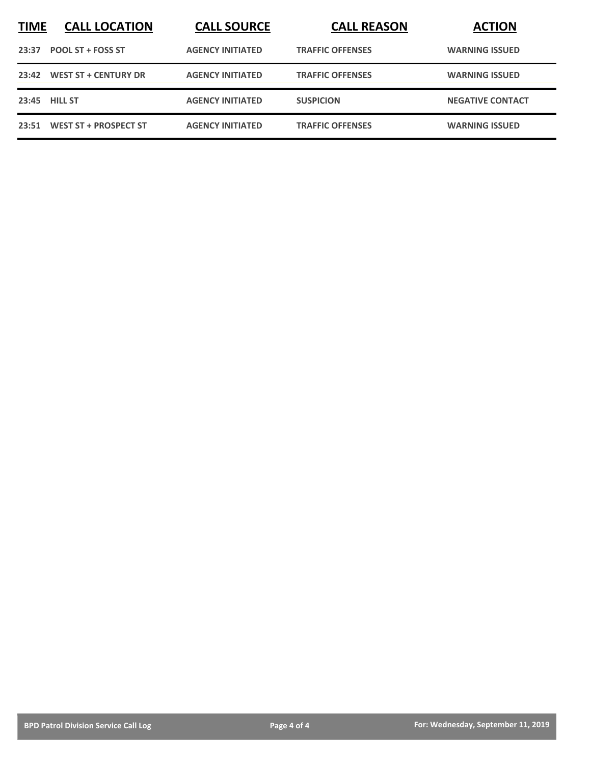| TIME | CALL LOCATION | CALL SOURCE | CALL REASON | ACTION |
| --- | --- | --- | --- | --- |
| 23:37 | POOL ST + FOSS ST | AGENCY INITIATED | TRAFFIC OFFENSES | WARNING ISSUED |
| 23:42 | WEST ST + CENTURY DR | AGENCY INITIATED | TRAFFIC OFFENSES | WARNING ISSUED |
| 23:45 | HILL ST | AGENCY INITIATED | SUSPICION | NEGATIVE CONTACT |
| 23:51 | WEST ST + PROSPECT ST | AGENCY INITIATED | TRAFFIC OFFENSES | WARNING ISSUED |